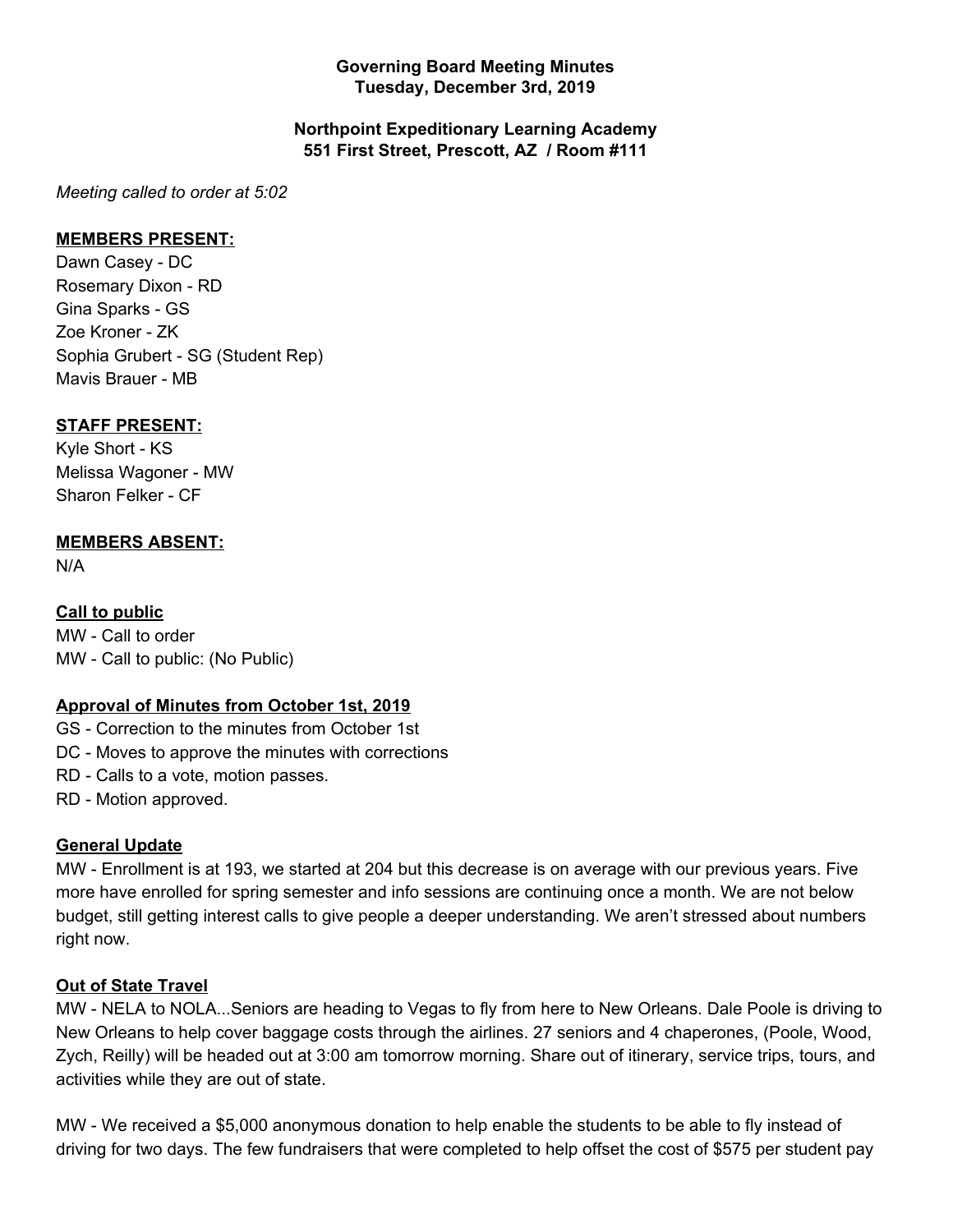**Governing Board Meeting Minutes**
**Tuesday, December 3rd, 2019**

**Northpoint Expeditionary Learning Academy**
**551 First Street, Prescott, AZ / Room #111**

*Meeting called to order at 5:02*

**MEMBERS PRESENT:**

Dawn Casey - DC
Rosemary Dixon - RD
Gina Sparks - GS
Zoe Kroner - ZK
Sophia Grubert - SG (Student Rep)
Mavis Brauer - MB

**STAFF PRESENT:**

Kyle Short - KS
Melissa Wagoner - MW
Sharon Felker - CF

**MEMBERS ABSENT:**

N/A

**Call to public**

MW - Call to order
MW - Call to public: (No Public)

**Approval of Minutes from October 1st, 2019**

GS - Correction to the minutes from October 1st
DC - Moves to approve the minutes with corrections
RD - Calls to a vote, motion passes.
RD - Motion approved.

**General Update**

MW - Enrollment is at 193, we started at 204 but this decrease is on average with our previous years. Five more have enrolled for spring semester and info sessions are continuing once a month. We are not below budget, still getting interest calls to give people a deeper understanding. We aren't stressed about numbers right now.

**Out of State Travel**

MW - NELA to NOLA...Seniors are heading to Vegas to fly from here to New Orleans. Dale Poole is driving to New Orleans to help cover baggage costs through the airlines. 27 seniors and 4 chaperones, (Poole, Wood, Zych, Reilly) will be headed out at 3:00 am tomorrow morning. Share out of itinerary, service trips, tours, and activities while they are out of state.

MW - We received a $5,000 anonymous donation to help enable the students to be able to fly instead of driving for two days. The few fundraisers that were completed to help offset the cost of $575 per student pay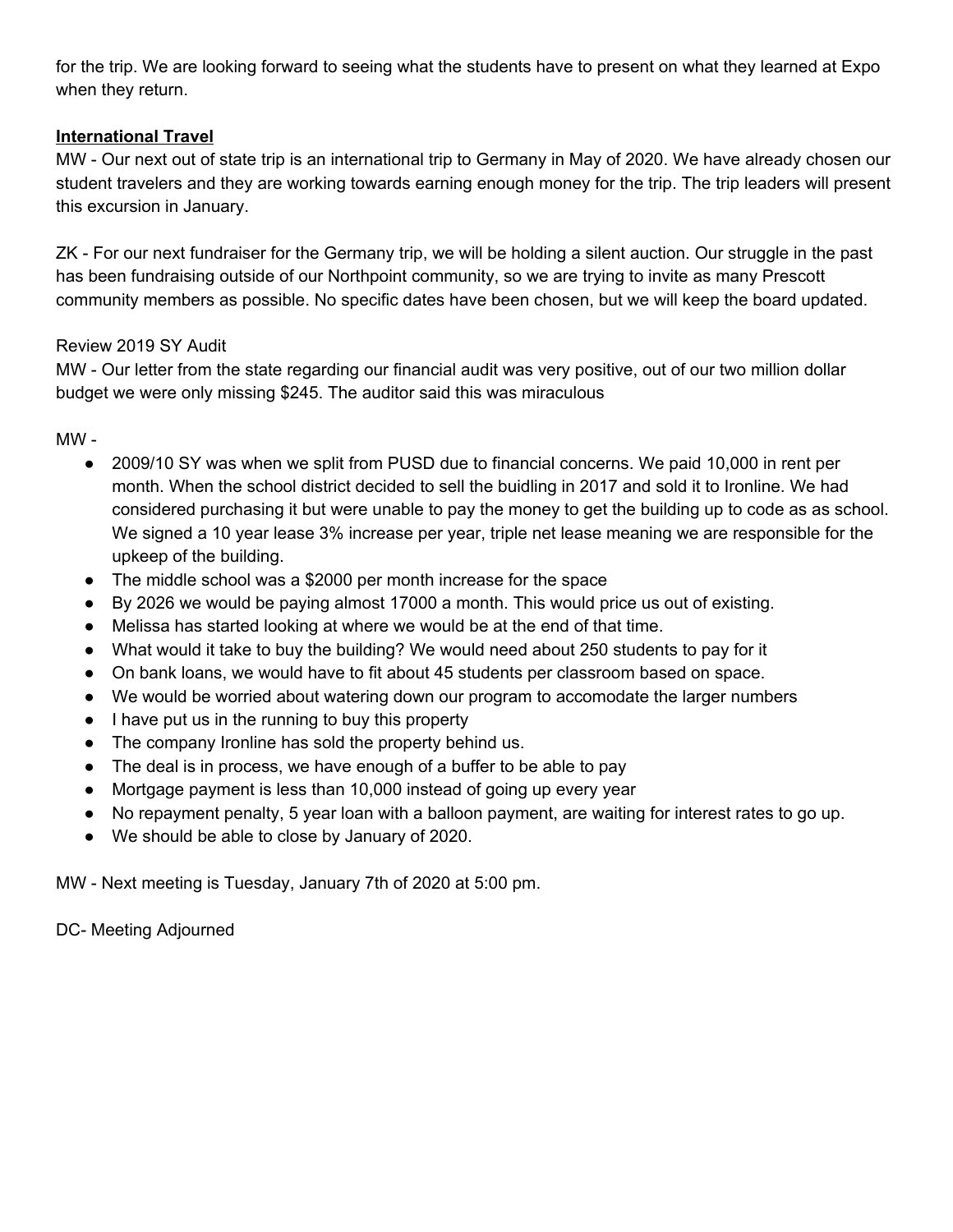for the trip. We are looking forward to seeing what the students have to present on what they learned at Expo when they return.

**International Travel**

MW - Our next out of state trip is an international trip to Germany in May of 2020. We have already chosen our student travelers and they are working towards earning enough money for the trip. The trip leaders will present this excursion in January.

ZK - For our next fundraiser for the Germany trip, we will be holding a silent auction. Our struggle in the past has been fundraising outside of our Northpoint community, so we are trying to invite as many Prescott community members as possible. No specific dates have been chosen, but we will keep the board updated.

Review 2019 SY Audit

MW - Our letter from the state regarding our financial audit was very positive, out of our two million dollar budget we were only missing $245. The auditor said this was miraculous

MW -

- 2009/10 SY was when we split from PUSD due to financial concerns. We paid 10,000 in rent per month. When the school district decided to sell the buidling in 2017 and sold it to Ironline. We had considered purchasing it but were unable to pay the money to get the building up to code as as school. We signed a 10 year lease 3% increase per year, triple net lease meaning we are responsible for the upkeep of the building.
- The middle school was a $2000 per month increase for the space
- By 2026 we would be paying almost 17000 a month. This would price us out of existing.
- Melissa has started looking at where we would be at the end of that time.
- What would it take to buy the building? We would need about 250 students to pay for it
- On bank loans, we would have to fit about 45 students per classroom based on space.
- We would be worried about watering down our program to accomodate the larger numbers
- I have put us in the running to buy this property
- The company Ironline has sold the property behind us.
- The deal is in process, we have enough of a buffer to be able to pay
- Mortgage payment is less than 10,000 instead of going up every year
- No repayment penalty, 5 year loan with a balloon payment, are waiting for interest rates to go up.
- We should be able to close by January of 2020.

MW - Next meeting is Tuesday, January 7th of 2020 at 5:00 pm.

DC- Meeting Adjourned